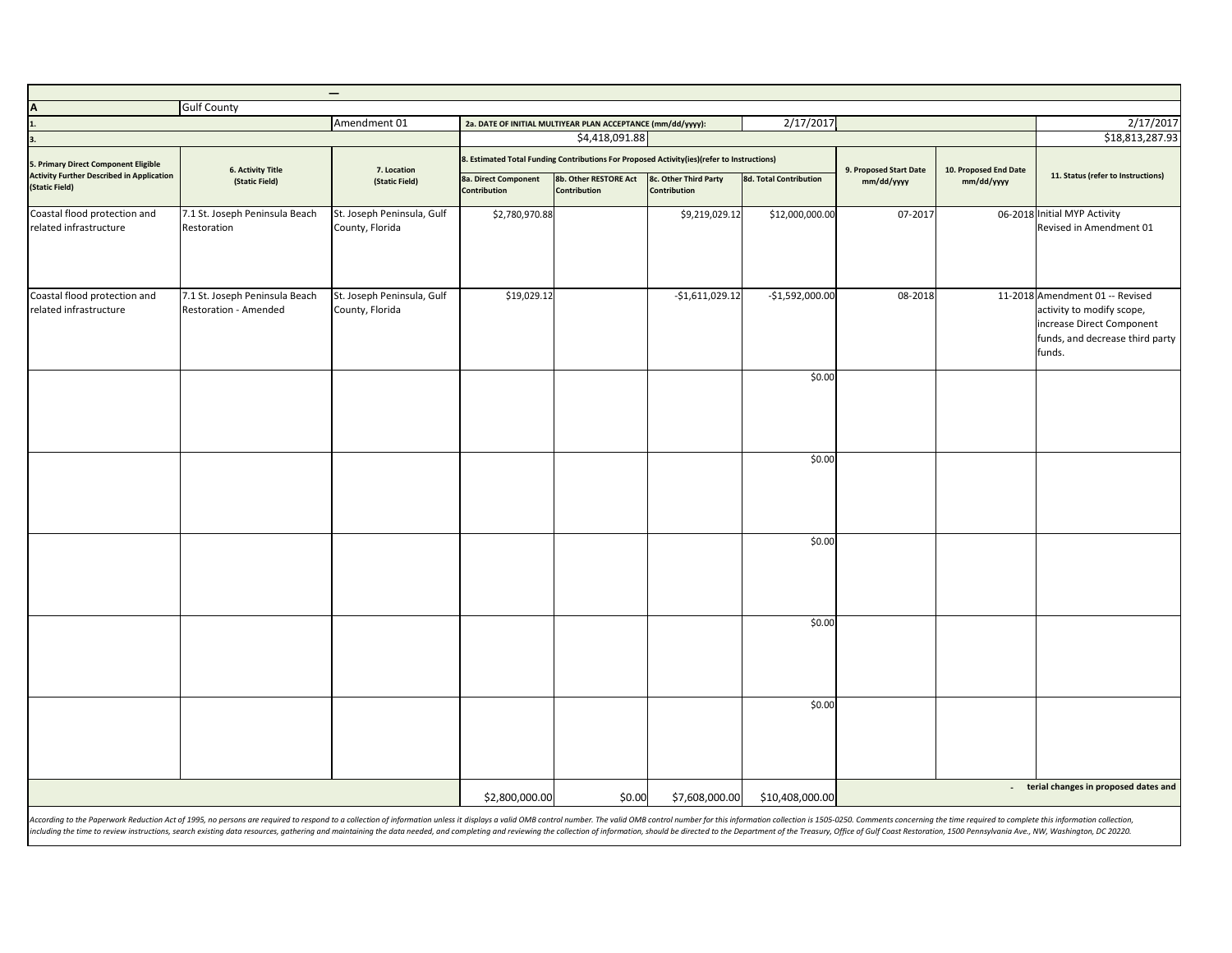| — | | | | | | | | | |
|---|---|---|---|---|---|---|---|---|---|
| A | Gulf County | | | | | | | | |
| 1. | | Amendment 01 | 2a. DATE OF INITIAL MULTIYEAR PLAN ACCEPTANCE (mm/dd/yyyy): | | | 2/17/2017 | | | 2/17/2017 |
| 3. | | | $4,418,091.88 | | | | | | $18,813,287.93 |
| 5. Primary Direct Component Eligible Activity Further Described in Application (Static Field) | 6. Activity Title (Static Field) | 7. Location (Static Field) | 8. Estimated Total Funding Contributions For Proposed Activity(ies)(refer to Instructions) | | | | 9. Proposed Start Date mm/dd/yyyy | 10. Proposed End Date mm/dd/yyyy | 11. Status (refer to Instructions) |
| | | | 8a. Direct Component Contribution | 8b. Other RESTORE Act Contribution | 8c. Other Third Party Contribution | 8d. Total Contribution | | | |
| Coastal flood protection and related infrastructure | 7.1 St. Joseph Peninsula Beach Restoration | St. Joseph Peninsula, Gulf County, Florida | $2,780,970.88 | | $9,219,029.12 | $12,000,000.00 | 07-2017 | 06-2018 | Initial MYP Activity Revised in Amendment 01 |
| Coastal flood protection and related infrastructure | 7.1 St. Joseph Peninsula Beach Restoration - Amended | St. Joseph Peninsula, Gulf County, Florida | $19,029.12 | | -$1,611,029.12 | -$1,592,000.00 | 08-2018 | 11-2018 | Amendment 01 -- Revised activity to modify scope, increase Direct Component funds, and decrease third party funds. |
| | | | | | | $0.00 | | | |
| | | | | | | $0.00 | | | |
| | | | | | | $0.00 | | | |
| | | | | | | $0.00 | | | |
| | | | | | | $0.00 | | | |
| | | | $2,800,000.00 | $0.00 | $7,608,000.00 | $10,408,000.00 | - terial changes in proposed dates and | | |

*According to the Paperwork Reduction Act of 1995, no persons are required to respond to a collection of information unless it displays a valid OMB control number. The valid OMB control number for this information collection is 1505-0250. Comments concerning the time required to complete this information collection, including the time to review instructions, search existing data resources, gathering and maintaining the data needed, and completing and reviewing the collection of information, should be directed to the Department of the Treasury, Office of Gulf Coast Restoration, 1500 Pennsylvania Ave., NW, Washington, DC 20220.*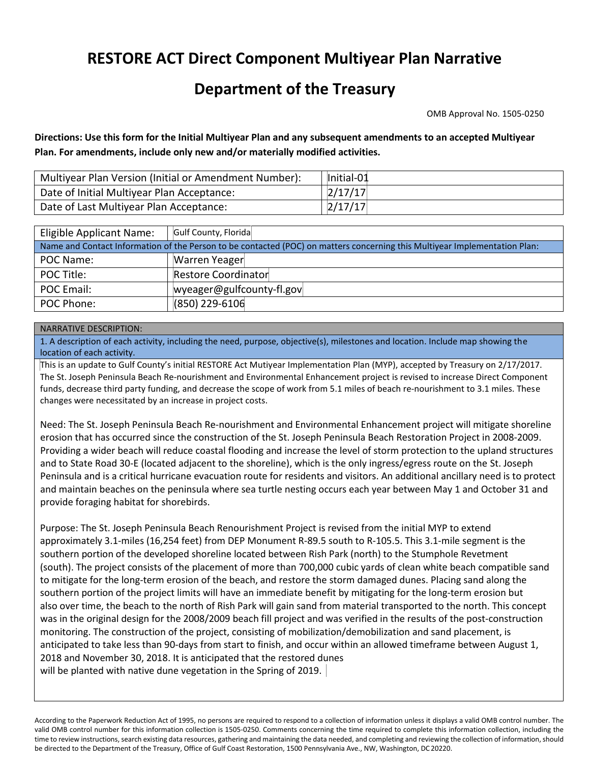# RESTORE ACT Direct Component Multiyear Plan Narrative

# Department of the Treasury

OMB Approval No. 1505-0250

**Directions: Use this form for the Initial Multiyear Plan and any subsequent amendments to an accepted Multiyear Plan. For amendments, include only new and/or materially modified activities.**

| Multiyear Plan Version (Initial or Amendment Number): | Initial-01 |
|---|---|
| Date of Initial Multiyear Plan Acceptance: | 2/17/17 |
| Date of Last Multiyear Plan Acceptance: | 2/17/17 |

| Eligible Applicant Name: | Gulf County, Florida |
|---|---|
| Name and Contact Information of the Person to be contacted (POC) on matters concerning this Multiyear Implementation Plan: | |
| POC Name: | Warren Yeager |
| POC Title: | Restore Coordinator |
| POC Email: | wyeager@gulfcounty-fl.gov |
| POC Phone: | (850) 229-6106 |

NARRATIVE DESCRIPTION:

1. A description of each activity, including the need, purpose, objective(s), milestones and location. Include map showing the location of each activity.

This is an update to Gulf County's initial RESTORE Act Mutiyear Implementation Plan (MYP), accepted by Treasury on 2/17/2017. The St. Joseph Peninsula Beach Re-nourishment and Environmental Enhancement project is revised to increase Direct Component funds, decrease third party funding, and decrease the scope of work from 5.1 miles of beach re-nourishment to 3.1 miles. These changes were necessitated by an increase in project costs.

Need: The St. Joseph Peninsula Beach Re-nourishment and Environmental Enhancement project will mitigate shoreline erosion that has occurred since the construction of the St. Joseph Peninsula Beach Restoration Project in 2008-2009. Providing a wider beach will reduce coastal flooding and increase the level of storm protection to the upland structures and to State Road 30-E (located adjacent to the shoreline), which is the only ingress/egress route on the St. Joseph Peninsula and is a critical hurricane evacuation route for residents and visitors. An additional ancillary need is to protect and maintain beaches on the peninsula where sea turtle nesting occurs each year between May 1 and October 31 and provide foraging habitat for shorebirds.

Purpose: The St. Joseph Peninsula Beach Renourishment Project is revised from the initial MYP to extend approximately 3.1-miles (16,254 feet) from DEP Monument R-89.5 south to R-105.5. This 3.1-mile segment is the southern portion of the developed shoreline located between Rish Park (north) to the Stumphole Revetment (south). The project consists of the placement of more than 700,000 cubic yards of clean white beach compatible sand to mitigate for the long-term erosion of the beach, and restore the storm damaged dunes. Placing sand along the southern portion of the project limits will have an immediate benefit by mitigating for the long-term erosion but also over time, the beach to the north of Rish Park will gain sand from material transported to the north. This concept was in the original design for the 2008/2009 beach fill project and was verified in the results of the post-construction monitoring. The construction of the project, consisting of mobilization/demobilization and sand placement, is anticipated to take less than 90-days from start to finish, and occur within an allowed timeframe between August 1, 2018 and November 30, 2018. It is anticipated that the restored dunes will be planted with native dune vegetation in the Spring of 2019.

According to the Paperwork Reduction Act of 1995, no persons are required to respond to a collection of information unless it displays a valid OMB control number. The valid OMB control number for this information collection is 1505-0250. Comments concerning the time required to complete this information collection, including the time to review instructions, search existing data resources, gathering and maintaining the data needed, and completing and reviewing the collection of information, should be directed to the Department of the Treasury, Office of Gulf Coast Restoration, 1500 Pennsylvania Ave., NW, Washington, DC 20220.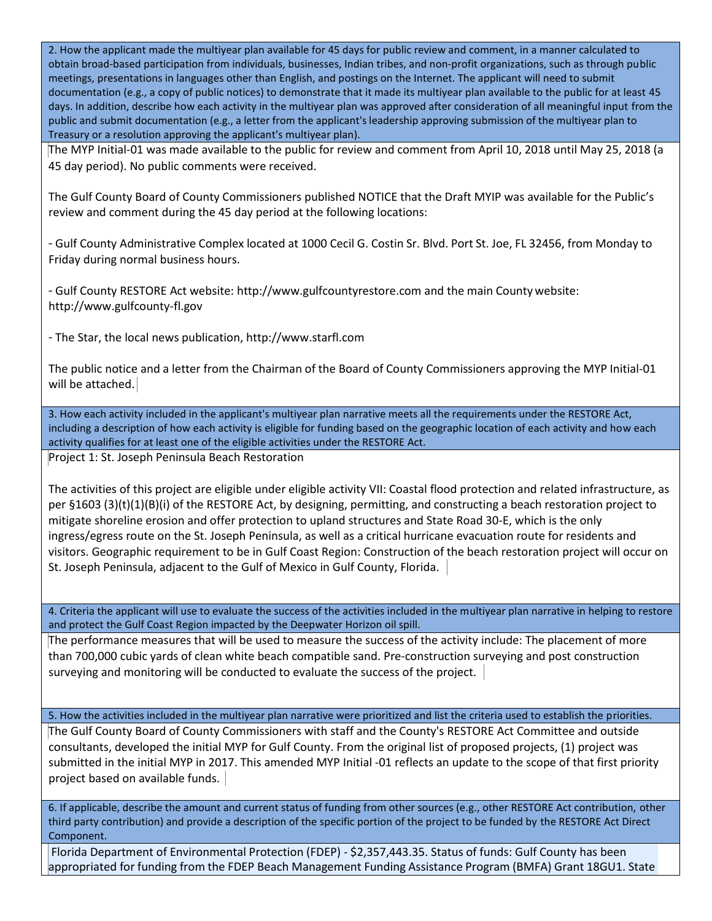**2. How the applicant made the multiyear plan available for 45 days for public review and comment, in a manner calculated to obtain broad-based participation from individuals, businesses, Indian tribes, and non-profit organizations, such as through public meetings, presentations in languages other than English, and postings on the Internet. The applicant will need to submit documentation (e.g., a copy of public notices) to demonstrate that it made its multiyear plan available to the public for at least 45 days. In addition, describe how each activity in the multiyear plan was approved after consideration of all meaningful input from the public and submit documentation (e.g., a letter from the applicant's leadership approving submission of the multiyear plan to Treasury or a resolution approving the applicant's multiyear plan).**

The MYP Initial-01 was made available to the public for review and comment from April 10, 2018 until May 25, 2018 (a 45 day period). No public comments were received.

The Gulf County Board of County Commissioners published NOTICE that the Draft MYIP was available for the Public's review and comment during the 45 day period at the following locations:

- Gulf County Administrative Complex located at 1000 Cecil G. Costin Sr. Blvd. Port St. Joe, FL 32456, from Monday to Friday during normal business hours.

- Gulf County RESTORE Act website: http://www.gulfcountyrestore.com and the main County website: http://www.gulfcounty-fl.gov

- The Star, the local news publication, http://www.starfl.com

The public notice and a letter from the Chairman of the Board of County Commissioners approving the MYP Initial-01 will be attached.

**3. How each activity included in the applicant's multiyear plan narrative meets all the requirements under the RESTORE Act, including a description of how each activity is eligible for funding based on the geographic location of each activity and how each activity qualifies for at least one of the eligible activities under the RESTORE Act.**

Project 1: St. Joseph Peninsula Beach Restoration

The activities of this project are eligible under eligible activity VII: Coastal flood protection and related infrastructure, as per §1603 (3)(t)(1)(B)(i) of the RESTORE Act, by designing, permitting, and constructing a beach restoration project to mitigate shoreline erosion and offer protection to upland structures and State Road 30-E, which is the only ingress/egress route on the St. Joseph Peninsula, as well as a critical hurricane evacuation route for residents and visitors. Geographic requirement to be in Gulf Coast Region: Construction of the beach restoration project will occur on St. Joseph Peninsula, adjacent to the Gulf of Mexico in Gulf County, Florida.

**4. Criteria the applicant will use to evaluate the success of the activities included in the multiyear plan narrative in helping to restore and protect the Gulf Coast Region impacted by the Deepwater Horizon oil spill.**

The performance measures that will be used to measure the success of the activity include: The placement of more than 700,000 cubic yards of clean white beach compatible sand. Pre-construction surveying and post construction surveying and monitoring will be conducted to evaluate the success of the project.

**5. How the activities included in the multiyear plan narrative were prioritized and list the criteria used to establish the priorities.**

The Gulf County Board of County Commissioners with staff and the County's RESTORE Act Committee and outside consultants, developed the initial MYP for Gulf County. From the original list of proposed projects, (1) project was submitted in the initial MYP in 2017. This amended MYP Initial -01 reflects an update to the scope of that first priority project based on available funds.

**6. If applicable, describe the amount and current status of funding from other sources (e.g., other RESTORE Act contribution, other third party contribution) and provide a description of the specific portion of the project to be funded by the RESTORE Act Direct Component.**

Florida Department of Environmental Protection (FDEP) - $2,357,443.35. Status of funds: Gulf County has been appropriated for funding from the FDEP Beach Management Funding Assistance Program (BMFA) Grant 18GU1. State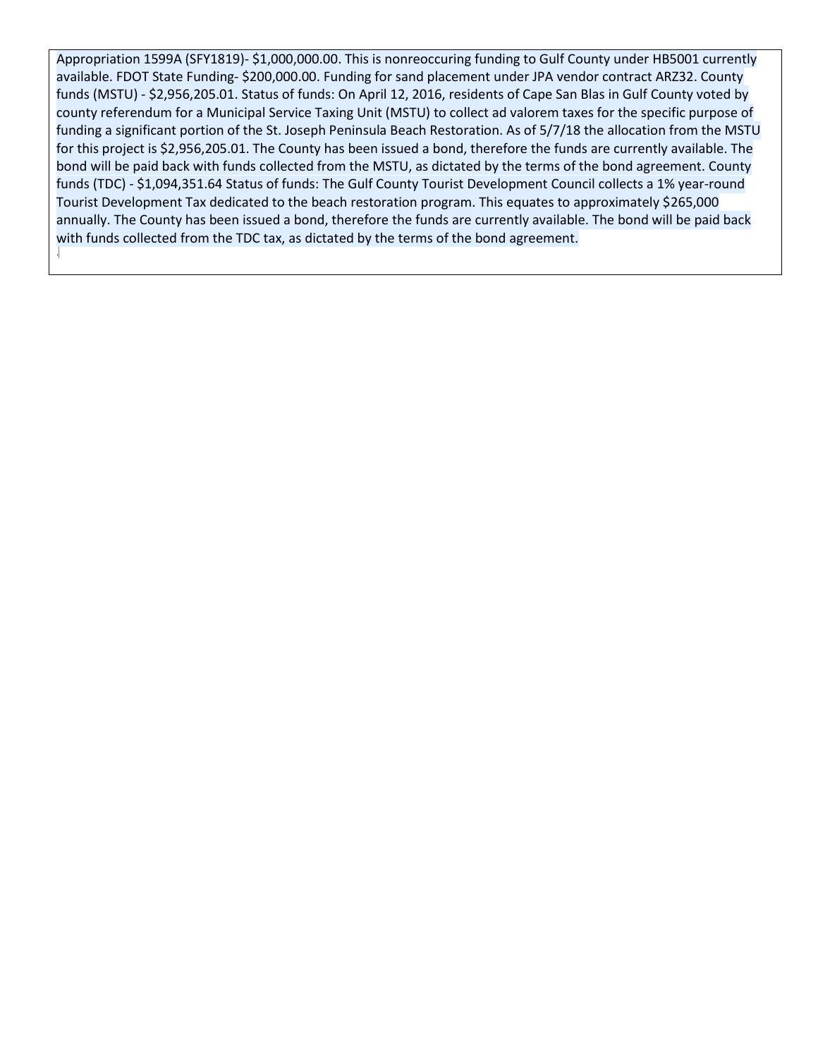Appropriation 1599A (SFY1819)- $1,000,000.00. This is nonreoccuring funding to Gulf County under HB5001 currently available. FDOT State Funding- $200,000.00. Funding for sand placement under JPA vendor contract ARZ32. County funds (MSTU) - $2,956,205.01. Status of funds: On April 12, 2016, residents of Cape San Blas in Gulf County voted by county referendum for a Municipal Service Taxing Unit (MSTU) to collect ad valorem taxes for the specific purpose of funding a significant portion of the St. Joseph Peninsula Beach Restoration. As of 5/7/18 the allocation from the MSTU for this project is $2,956,205.01. The County has been issued a bond, therefore the funds are currently available. The bond will be paid back with funds collected from the MSTU, as dictated by the terms of the bond agreement. County funds (TDC) - $1,094,351.64 Status of funds: The Gulf County Tourist Development Council collects a 1% year-round Tourist Development Tax dedicated to the beach restoration program. This equates to approximately $265,000 annually. The County has been issued a bond, therefore the funds are currently available. The bond will be paid back with funds collected from the TDC tax, as dictated by the terms of the bond agreement.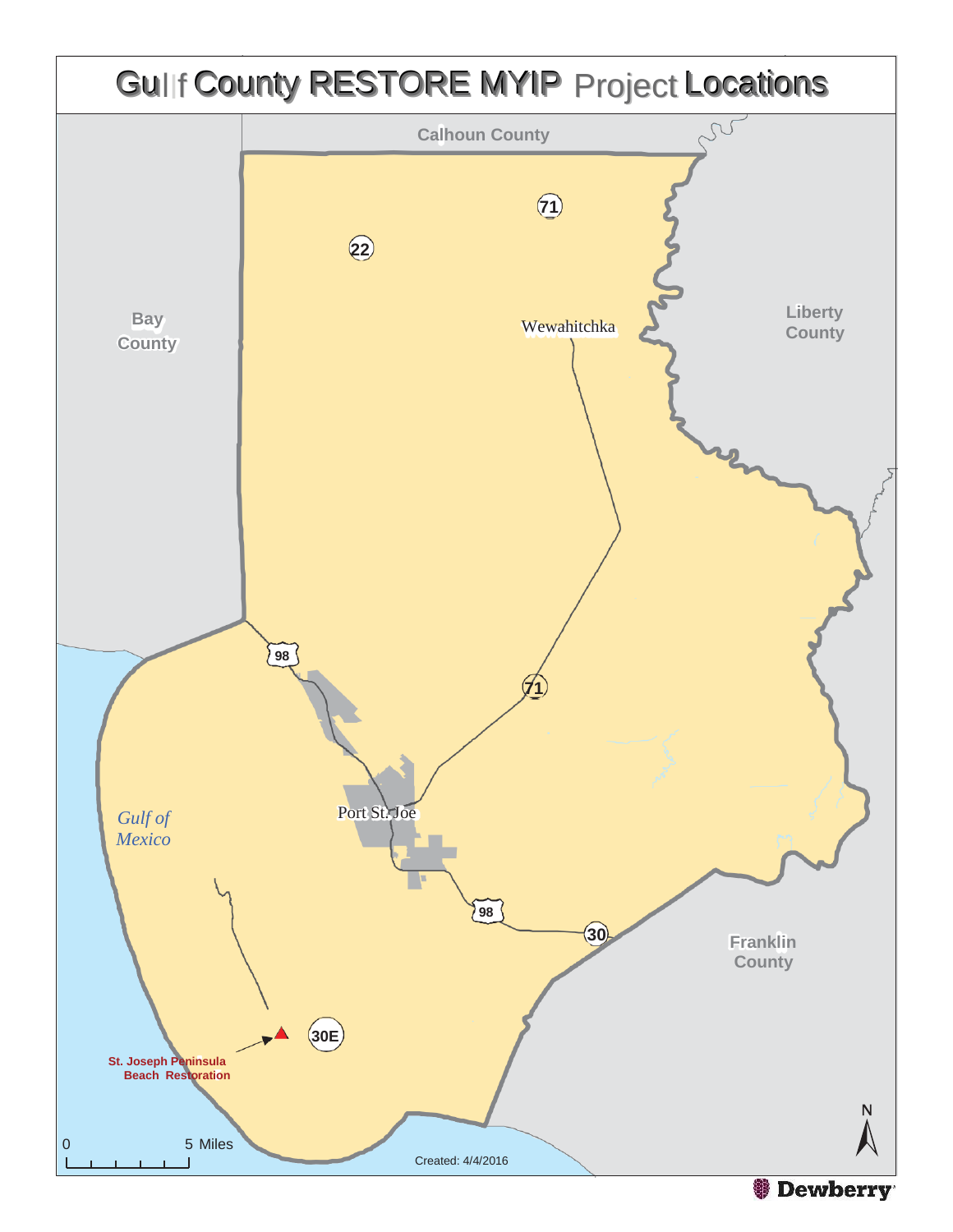# Gulf County RESTORE MYIP Project Locations

Calhoun County

Bay County

Liberty County

Franklin County

Gulf of Mexico

Wewahitchka

Port St. Joe

71

22

98

30

30E

St. Joseph Peninsula Beach Restoration

0 5 Miles

N

Created: 4/4/2016

Dewberry